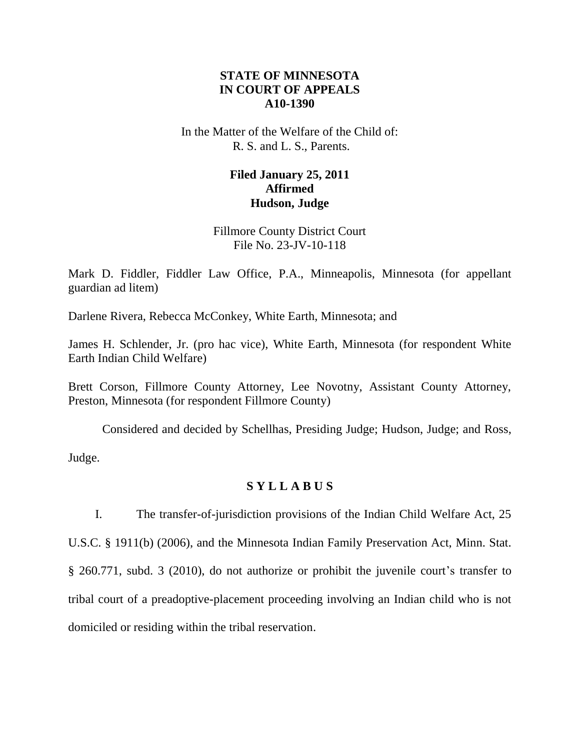**STATE OF MINNESOTA**
**IN COURT OF APPEALS**
**A10-1390**

In the Matter of the Welfare of the Child of:
R. S. and L. S., Parents.

**Filed January 25, 2011**
**Affirmed**
**Hudson, Judge**

Fillmore County District Court
File No. 23-JV-10-118

Mark D. Fiddler, Fiddler Law Office, P.A., Minneapolis, Minnesota (for appellant guardian ad litem)

Darlene Rivera, Rebecca McConkey, White Earth, Minnesota; and

James H. Schlender, Jr. (pro hac vice), White Earth, Minnesota (for respondent White Earth Indian Child Welfare)

Brett Corson, Fillmore County Attorney, Lee Novotny, Assistant County Attorney, Preston, Minnesota (for respondent Fillmore County)

Considered and decided by Schellhas, Presiding Judge; Hudson, Judge; and Ross, Judge.

**S Y L L A B U S**

I. The transfer-of-jurisdiction provisions of the Indian Child Welfare Act, 25 U.S.C. § 1911(b) (2006), and the Minnesota Indian Family Preservation Act, Minn. Stat. § 260.771, subd. 3 (2010), do not authorize or prohibit the juvenile court's transfer to tribal court of a preadoptive-placement proceeding involving an Indian child who is not domiciled or residing within the tribal reservation.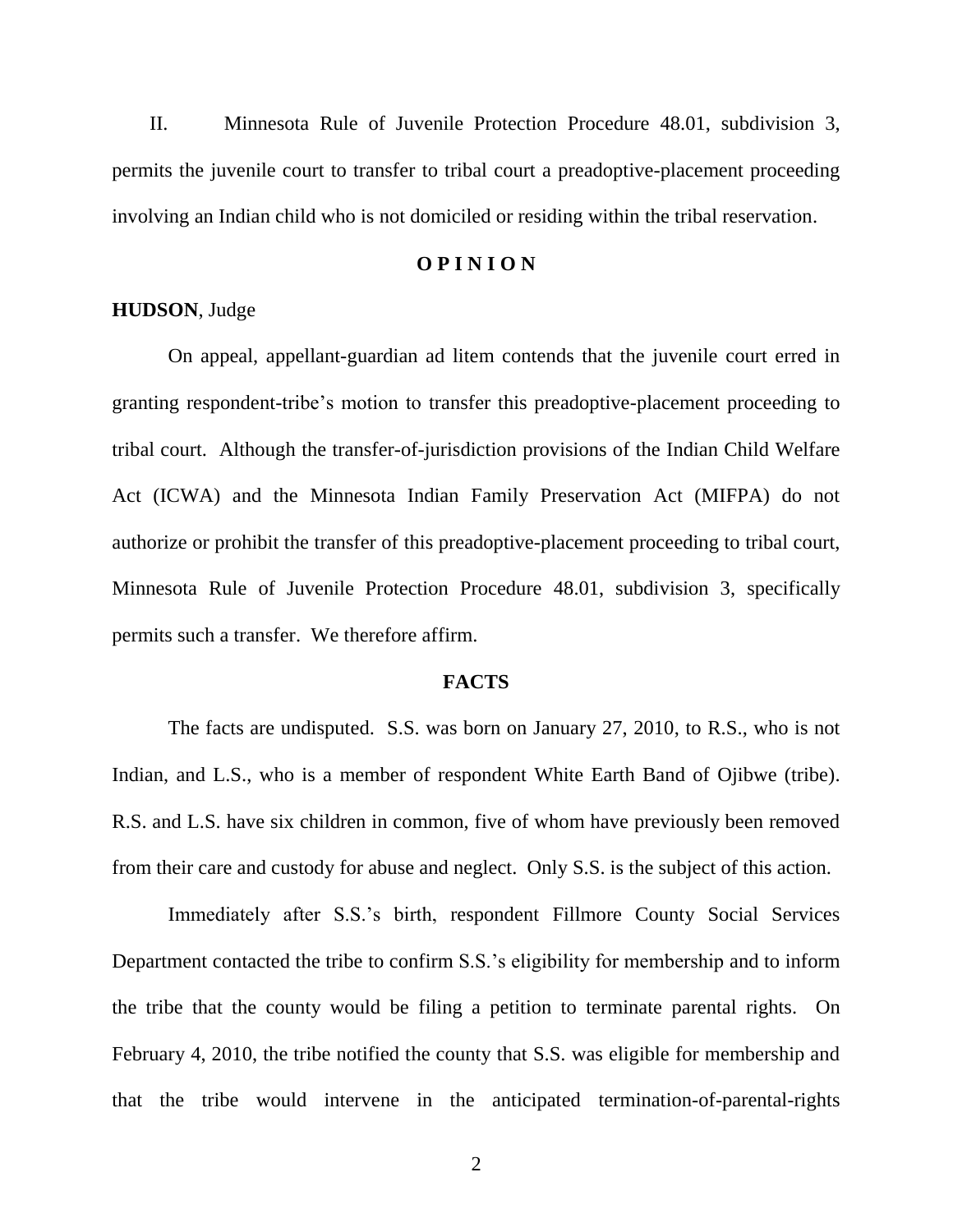II. Minnesota Rule of Juvenile Protection Procedure 48.01, subdivision 3, permits the juvenile court to transfer to tribal court a preadoptive-placement proceeding involving an Indian child who is not domiciled or residing within the tribal reservation.

**O P I N I O N**

**HUDSON**, Judge

On appeal, appellant-guardian ad litem contends that the juvenile court erred in granting respondent-tribe's motion to transfer this preadoptive-placement proceeding to tribal court. Although the transfer-of-jurisdiction provisions of the Indian Child Welfare Act (ICWA) and the Minnesota Indian Family Preservation Act (MIFPA) do not authorize or prohibit the transfer of this preadoptive-placement proceeding to tribal court, Minnesota Rule of Juvenile Protection Procedure 48.01, subdivision 3, specifically permits such a transfer. We therefore affirm.

**FACTS**

The facts are undisputed. S.S. was born on January 27, 2010, to R.S., who is not Indian, and L.S., who is a member of respondent White Earth Band of Ojibwe (tribe). R.S. and L.S. have six children in common, five of whom have previously been removed from their care and custody for abuse and neglect. Only S.S. is the subject of this action.

Immediately after S.S.'s birth, respondent Fillmore County Social Services Department contacted the tribe to confirm S.S.'s eligibility for membership and to inform the tribe that the county would be filing a petition to terminate parental rights. On February 4, 2010, the tribe notified the county that S.S. was eligible for membership and that the tribe would intervene in the anticipated termination-of-parental-rights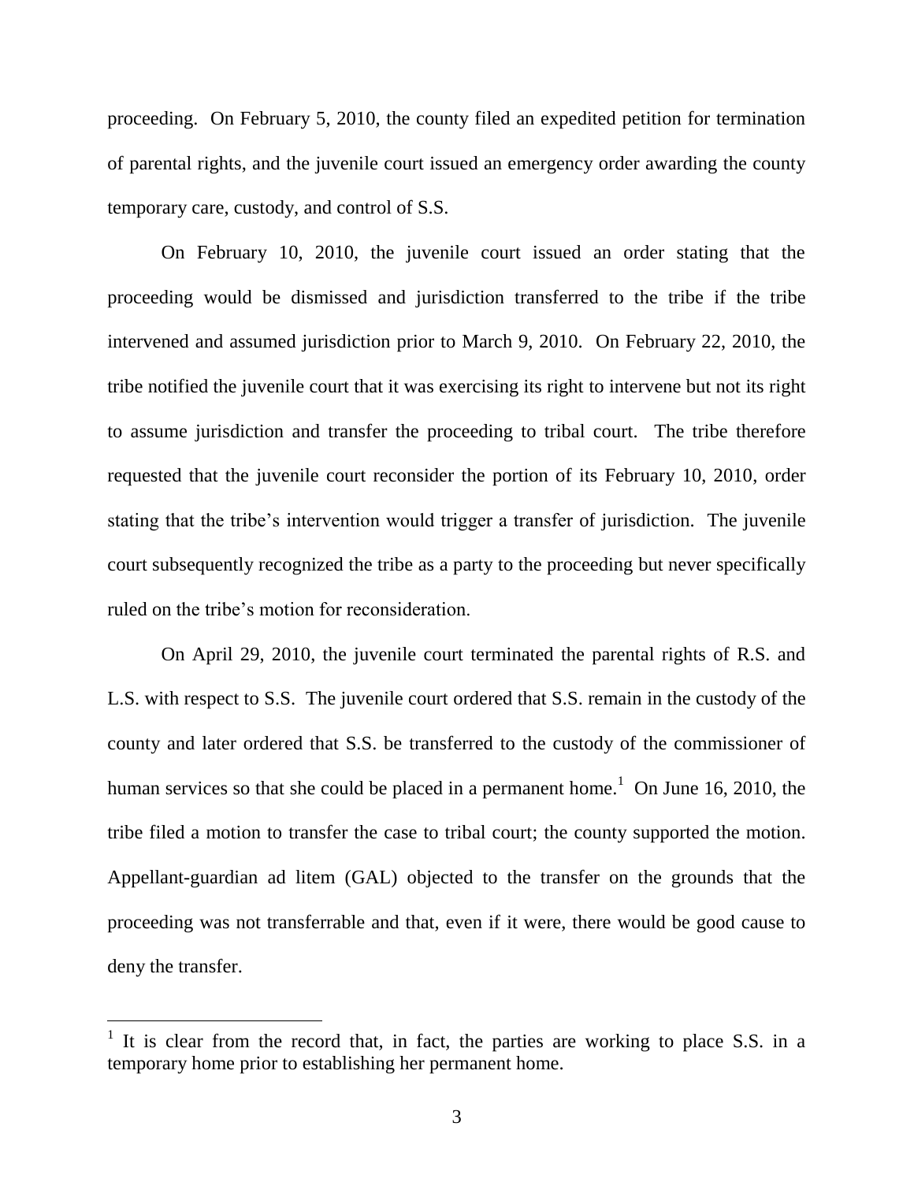proceeding. On February 5, 2010, the county filed an expedited petition for termination of parental rights, and the juvenile court issued an emergency order awarding the county temporary care, custody, and control of S.S.

On February 10, 2010, the juvenile court issued an order stating that the proceeding would be dismissed and jurisdiction transferred to the tribe if the tribe intervened and assumed jurisdiction prior to March 9, 2010. On February 22, 2010, the tribe notified the juvenile court that it was exercising its right to intervene but not its right to assume jurisdiction and transfer the proceeding to tribal court. The tribe therefore requested that the juvenile court reconsider the portion of its February 10, 2010, order stating that the tribe's intervention would trigger a transfer of jurisdiction. The juvenile court subsequently recognized the tribe as a party to the proceeding but never specifically ruled on the tribe's motion for reconsideration.

On April 29, 2010, the juvenile court terminated the parental rights of R.S. and L.S. with respect to S.S. The juvenile court ordered that S.S. remain in the custody of the county and later ordered that S.S. be transferred to the custody of the commissioner of human services so that she could be placed in a permanent home.[1] On June 16, 2010, the tribe filed a motion to transfer the case to tribal court; the county supported the motion. Appellant-guardian ad litem (GAL) objected to the transfer on the grounds that the proceeding was not transferrable and that, even if it were, there would be good cause to deny the transfer.

[1] It is clear from the record that, in fact, the parties are working to place S.S. in a temporary home prior to establishing her permanent home.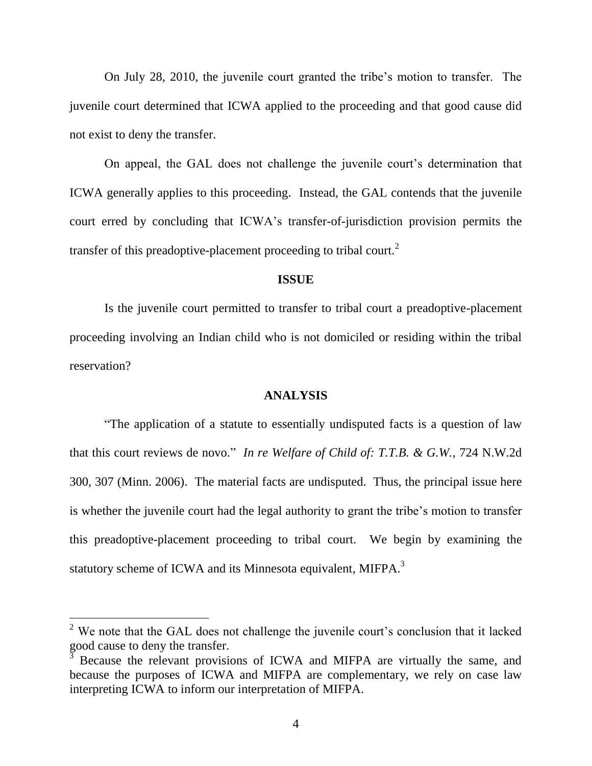On July 28, 2010, the juvenile court granted the tribe's motion to transfer. The juvenile court determined that ICWA applied to the proceeding and that good cause did not exist to deny the transfer.

On appeal, the GAL does not challenge the juvenile court's determination that ICWA generally applies to this proceeding. Instead, the GAL contends that the juvenile court erred by concluding that ICWA's transfer-of-jurisdiction provision permits the transfer of this preadoptive-placement proceeding to tribal court.[2]

## ISSUE

Is the juvenile court permitted to transfer to tribal court a preadoptive-placement proceeding involving an Indian child who is not domiciled or residing within the tribal reservation?

## ANALYSIS

"The application of a statute to essentially undisputed facts is a question of law that this court reviews de novo." *In re Welfare of Child of: T.T.B. & G.W.*, 724 N.W.2d 300, 307 (Minn. 2006). The material facts are undisputed. Thus, the principal issue here is whether the juvenile court had the legal authority to grant the tribe's motion to transfer this preadoptive-placement proceeding to tribal court. We begin by examining the statutory scheme of ICWA and its Minnesota equivalent, MIFPA.[3]

---

[2] We note that the GAL does not challenge the juvenile court's conclusion that it lacked good cause to deny the transfer.

[3] Because the relevant provisions of ICWA and MIFPA are virtually the same, and because the purposes of ICWA and MIFPA are complementary, we rely on case law interpreting ICWA to inform our interpretation of MIFPA.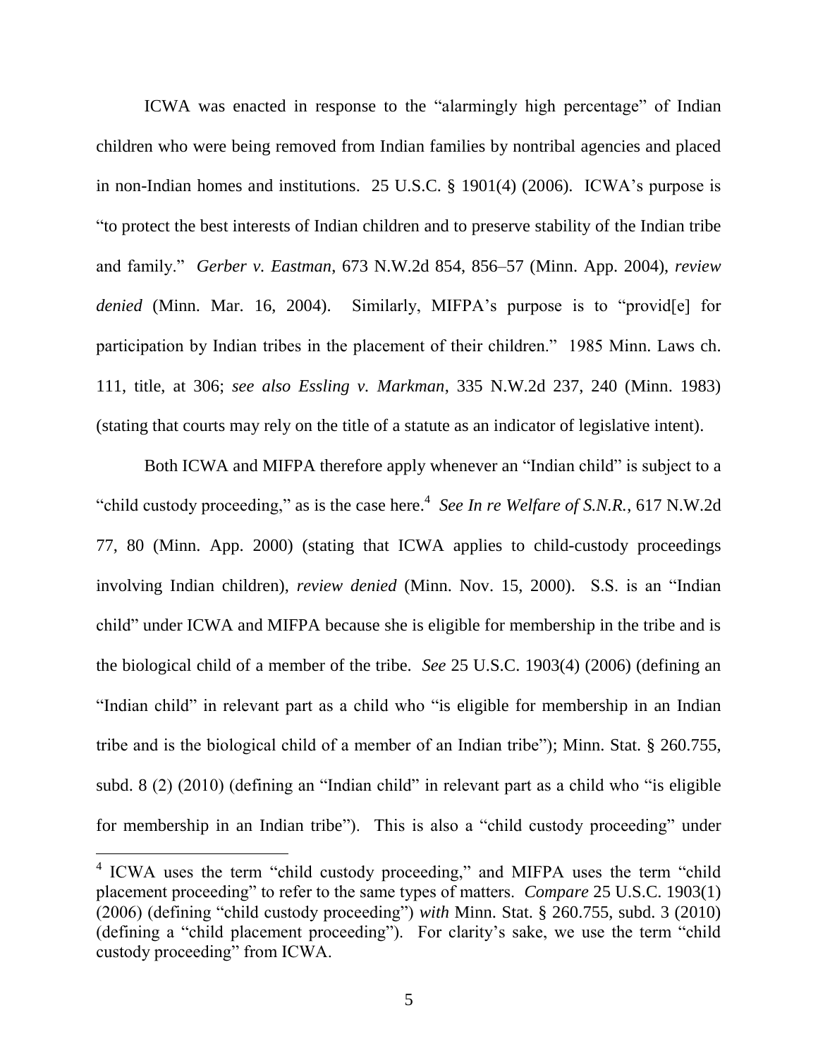ICWA was enacted in response to the "alarmingly high percentage" of Indian children who were being removed from Indian families by nontribal agencies and placed in non-Indian homes and institutions. 25 U.S.C. § 1901(4) (2006). ICWA's purpose is "to protect the best interests of Indian children and to preserve stability of the Indian tribe and family." *Gerber v. Eastman*, 673 N.W.2d 854, 856–57 (Minn. App. 2004), *review denied* (Minn. Mar. 16, 2004). Similarly, MIFPA's purpose is to "provid[e] for participation by Indian tribes in the placement of their children." 1985 Minn. Laws ch. 111, title, at 306; *see also Essling v. Markman*, 335 N.W.2d 237, 240 (Minn. 1983) (stating that courts may rely on the title of a statute as an indicator of legislative intent).

Both ICWA and MIFPA therefore apply whenever an "Indian child" is subject to a "child custody proceeding," as is the case here.[4] *See In re Welfare of S.N.R.*, 617 N.W.2d 77, 80 (Minn. App. 2000) (stating that ICWA applies to child-custody proceedings involving Indian children), *review denied* (Minn. Nov. 15, 2000). S.S. is an "Indian child" under ICWA and MIFPA because she is eligible for membership in the tribe and is the biological child of a member of the tribe. *See* 25 U.S.C. 1903(4) (2006) (defining an "Indian child" in relevant part as a child who "is eligible for membership in an Indian tribe and is the biological child of a member of an Indian tribe"); Minn. Stat. § 260.755, subd. 8 (2) (2010) (defining an "Indian child" in relevant part as a child who "is eligible for membership in an Indian tribe"). This is also a "child custody proceeding" under

[4] ICWA uses the term "child custody proceeding," and MIFPA uses the term "child placement proceeding" to refer to the same types of matters. *Compare* 25 U.S.C. 1903(1) (2006) (defining "child custody proceeding") *with* Minn. Stat. § 260.755, subd. 3 (2010) (defining a "child placement proceeding"). For clarity's sake, we use the term "child custody proceeding" from ICWA.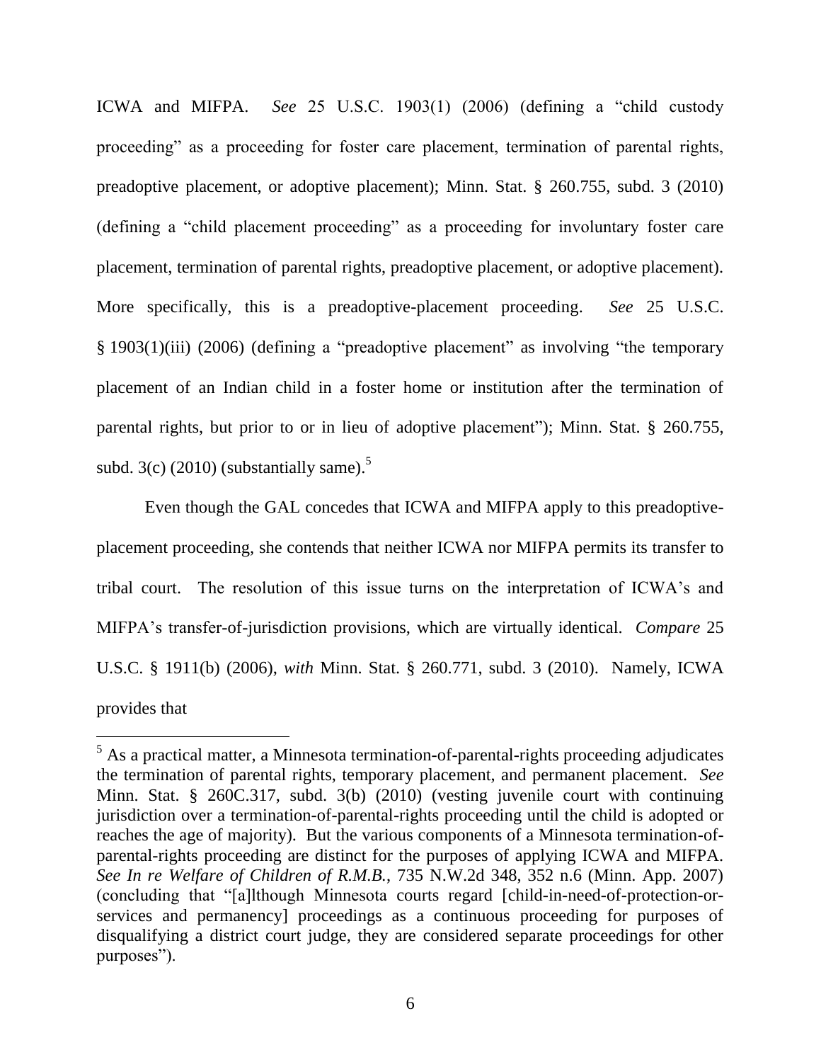ICWA and MIFPA. *See* 25 U.S.C. 1903(1) (2006) (defining a "child custody proceeding" as a proceeding for foster care placement, termination of parental rights, preadoptive placement, or adoptive placement); Minn. Stat. § 260.755, subd. 3 (2010) (defining a "child placement proceeding" as a proceeding for involuntary foster care placement, termination of parental rights, preadoptive placement, or adoptive placement). More specifically, this is a preadoptive-placement proceeding. *See* 25 U.S.C. § 1903(1)(iii) (2006) (defining a "preadoptive placement" as involving "the temporary placement of an Indian child in a foster home or institution after the termination of parental rights, but prior to or in lieu of adoptive placement"); Minn. Stat. § 260.755, subd. 3(c) (2010) (substantially same).[5]

Even though the GAL concedes that ICWA and MIFPA apply to this preadoptive-placement proceeding, she contends that neither ICWA nor MIFPA permits its transfer to tribal court. The resolution of this issue turns on the interpretation of ICWA's and MIFPA's transfer-of-jurisdiction provisions, which are virtually identical. *Compare* 25 U.S.C. § 1911(b) (2006), *with* Minn. Stat. § 260.771, subd. 3 (2010). Namely, ICWA provides that

[5] As a practical matter, a Minnesota termination-of-parental-rights proceeding adjudicates the termination of parental rights, temporary placement, and permanent placement. *See* Minn. Stat. § 260C.317, subd. 3(b) (2010) (vesting juvenile court with continuing jurisdiction over a termination-of-parental-rights proceeding until the child is adopted or reaches the age of majority). But the various components of a Minnesota termination-of-parental-rights proceeding are distinct for the purposes of applying ICWA and MIFPA. *See In re Welfare of Children of R.M.B.*, 735 N.W.2d 348, 352 n.6 (Minn. App. 2007) (concluding that "[a]lthough Minnesota courts regard [child-in-need-of-protection-or-services and permanency] proceedings as a continuous proceeding for purposes of disqualifying a district court judge, they are considered separate proceedings for other purposes").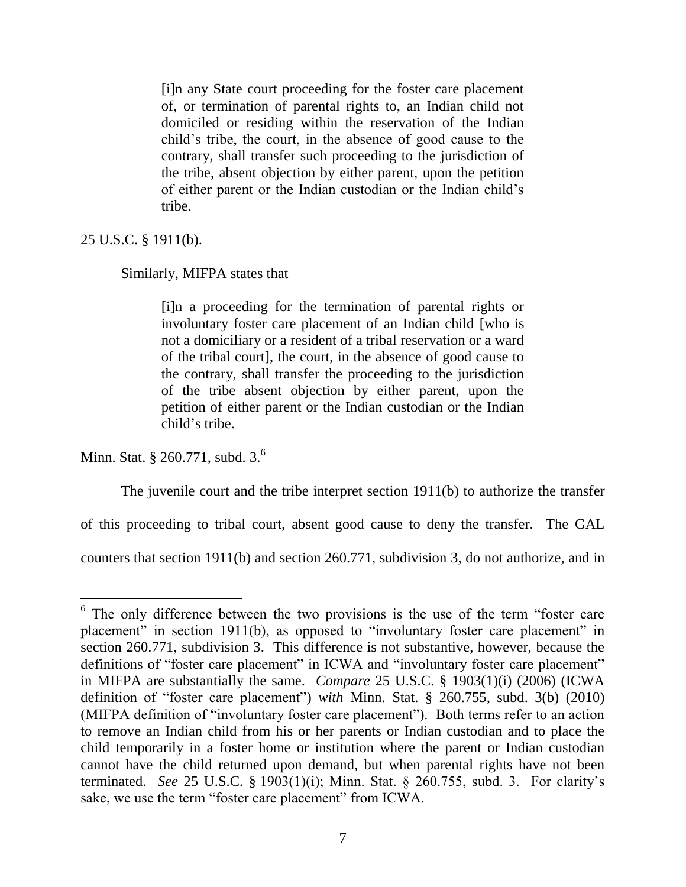> [i]n any State court proceeding for the foster care placement of, or termination of parental rights to, an Indian child not domiciled or residing within the reservation of the Indian child's tribe, the court, in the absence of good cause to the contrary, shall transfer such proceeding to the jurisdiction of the tribe, absent objection by either parent, upon the petition of either parent or the Indian custodian or the Indian child's tribe.

25 U.S.C. § 1911(b).

Similarly, MIFPA states that

> [i]n a proceeding for the termination of parental rights or involuntary foster care placement of an Indian child [who is not a domiciliary or a resident of a tribal reservation or a ward of the tribal court], the court, in the absence of good cause to the contrary, shall transfer the proceeding to the jurisdiction of the tribe absent objection by either parent, upon the petition of either parent or the Indian custodian or the Indian child's tribe.

Minn. Stat. § 260.771, subd. 3.[6]

The juvenile court and the tribe interpret section 1911(b) to authorize the transfer of this proceeding to tribal court, absent good cause to deny the transfer. The GAL counters that section 1911(b) and section 260.771, subdivision 3, do not authorize, and in

---

[6] The only difference between the two provisions is the use of the term "foster care placement" in section 1911(b), as opposed to "involuntary foster care placement" in section 260.771, subdivision 3. This difference is not substantive, however, because the definitions of "foster care placement" in ICWA and "involuntary foster care placement" in MIFPA are substantially the same. *Compare* 25 U.S.C. § 1903(1)(i) (2006) (ICWA definition of "foster care placement") *with* Minn. Stat. § 260.755, subd. 3(b) (2010) (MIFPA definition of "involuntary foster care placement"). Both terms refer to an action to remove an Indian child from his or her parents or Indian custodian and to place the child temporarily in a foster home or institution where the parent or Indian custodian cannot have the child returned upon demand, but when parental rights have not been terminated. *See* 25 U.S.C. § 1903(1)(i); Minn. Stat. § 260.755, subd. 3. For clarity's sake, we use the term "foster care placement" from ICWA.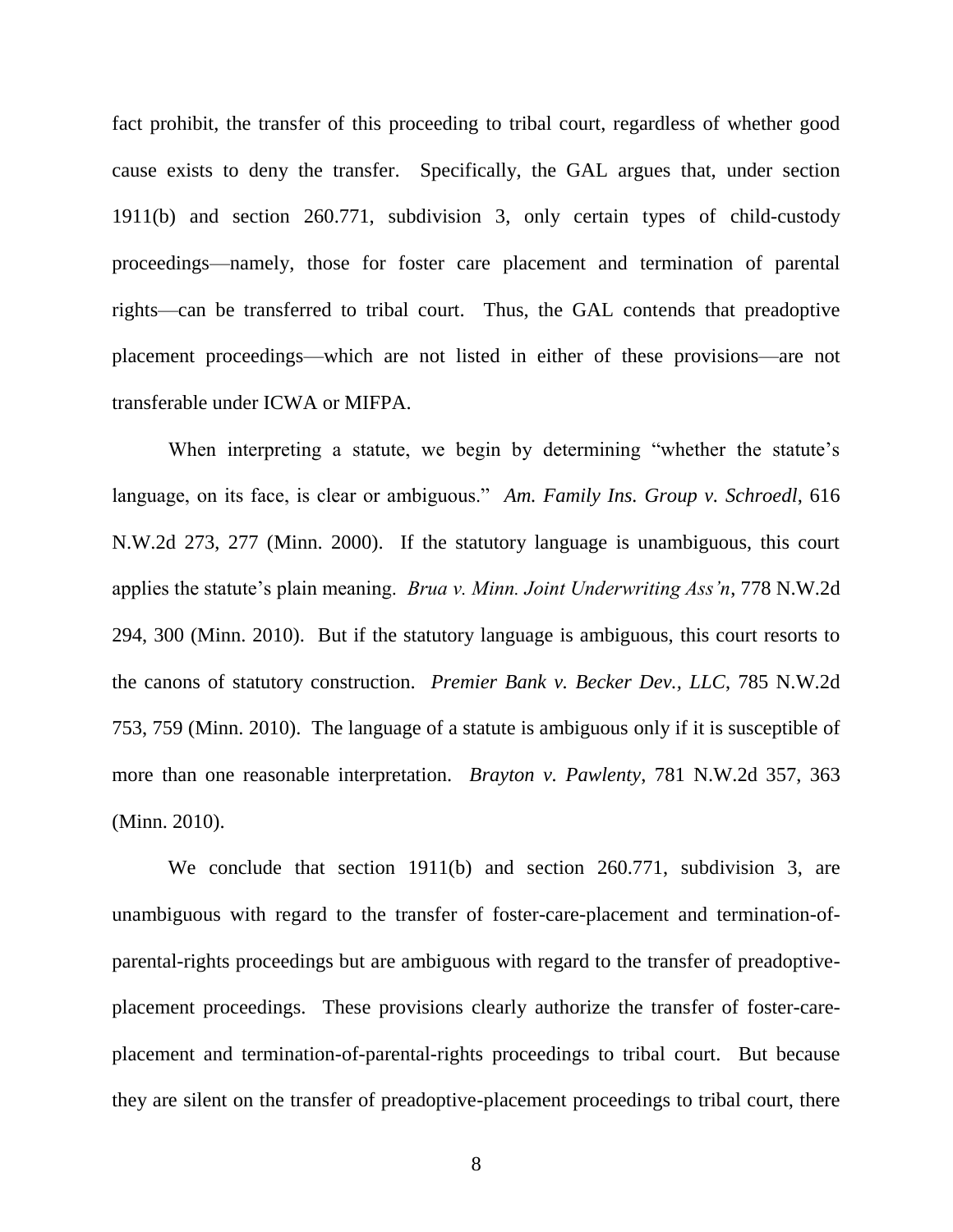fact prohibit, the transfer of this proceeding to tribal court, regardless of whether good cause exists to deny the transfer. Specifically, the GAL argues that, under section 1911(b) and section 260.771, subdivision 3, only certain types of child-custody proceedings—namely, those for foster care placement and termination of parental rights—can be transferred to tribal court. Thus, the GAL contends that preadoptive placement proceedings—which are not listed in either of these provisions—are not transferable under ICWA or MIFPA.

When interpreting a statute, we begin by determining "whether the statute's language, on its face, is clear or ambiguous." *Am. Family Ins. Group v. Schroedl*, 616 N.W.2d 273, 277 (Minn. 2000). If the statutory language is unambiguous, this court applies the statute's plain meaning. *Brua v. Minn. Joint Underwriting Ass'n*, 778 N.W.2d 294, 300 (Minn. 2010). But if the statutory language is ambiguous, this court resorts to the canons of statutory construction. *Premier Bank v. Becker Dev., LLC*, 785 N.W.2d 753, 759 (Minn. 2010). The language of a statute is ambiguous only if it is susceptible of more than one reasonable interpretation. *Brayton v. Pawlenty*, 781 N.W.2d 357, 363 (Minn. 2010).

We conclude that section 1911(b) and section 260.771, subdivision 3, are unambiguous with regard to the transfer of foster-care-placement and termination-of-parental-rights proceedings but are ambiguous with regard to the transfer of preadoptive-placement proceedings. These provisions clearly authorize the transfer of foster-care-placement and termination-of-parental-rights proceedings to tribal court. But because they are silent on the transfer of preadoptive-placement proceedings to tribal court, there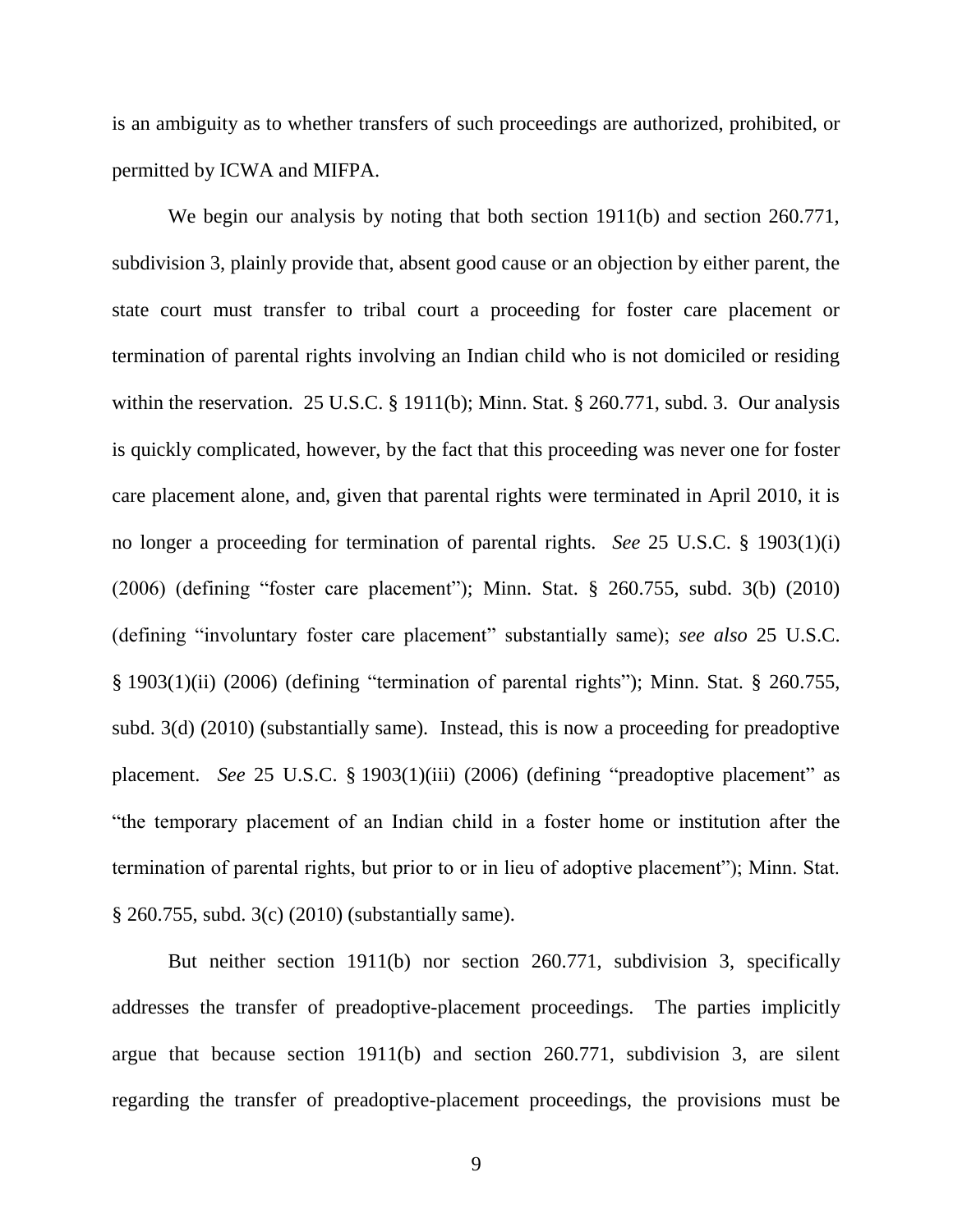is an ambiguity as to whether transfers of such proceedings are authorized, prohibited, or permitted by ICWA and MIFPA.

We begin our analysis by noting that both section 1911(b) and section 260.771, subdivision 3, plainly provide that, absent good cause or an objection by either parent, the state court must transfer to tribal court a proceeding for foster care placement or termination of parental rights involving an Indian child who is not domiciled or residing within the reservation. 25 U.S.C. § 1911(b); Minn. Stat. § 260.771, subd. 3. Our analysis is quickly complicated, however, by the fact that this proceeding was never one for foster care placement alone, and, given that parental rights were terminated in April 2010, it is no longer a proceeding for termination of parental rights. *See* 25 U.S.C. § 1903(1)(i) (2006) (defining "foster care placement"); Minn. Stat. § 260.755, subd. 3(b) (2010) (defining "involuntary foster care placement" substantially same); *see also* 25 U.S.C. § 1903(1)(ii) (2006) (defining "termination of parental rights"); Minn. Stat. § 260.755, subd. 3(d) (2010) (substantially same). Instead, this is now a proceeding for preadoptive placement. *See* 25 U.S.C. § 1903(1)(iii) (2006) (defining "preadoptive placement" as "the temporary placement of an Indian child in a foster home or institution after the termination of parental rights, but prior to or in lieu of adoptive placement"); Minn. Stat. § 260.755, subd. 3(c) (2010) (substantially same).

But neither section 1911(b) nor section 260.771, subdivision 3, specifically addresses the transfer of preadoptive-placement proceedings. The parties implicitly argue that because section 1911(b) and section 260.771, subdivision 3, are silent regarding the transfer of preadoptive-placement proceedings, the provisions must be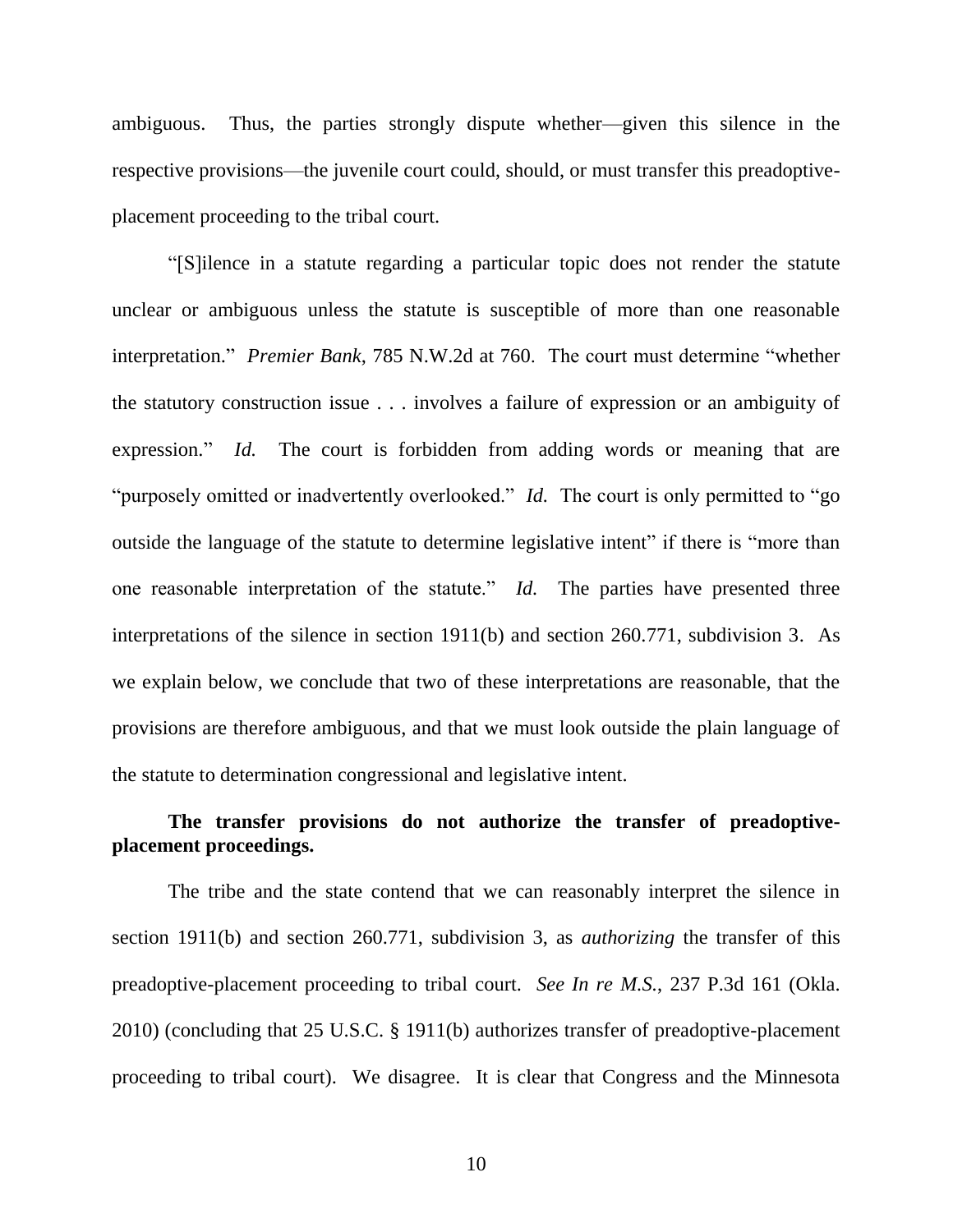ambiguous. Thus, the parties strongly dispute whether—given this silence in the respective provisions—the juvenile court could, should, or must transfer this preadoptive-placement proceeding to the tribal court.

"[S]ilence in a statute regarding a particular topic does not render the statute unclear or ambiguous unless the statute is susceptible of more than one reasonable interpretation." *Premier Bank*, 785 N.W.2d at 760. The court must determine "whether the statutory construction issue . . . involves a failure of expression or an ambiguity of expression." *Id.* The court is forbidden from adding words or meaning that are "purposely omitted or inadvertently overlooked." *Id.* The court is only permitted to "go outside the language of the statute to determine legislative intent" if there is "more than one reasonable interpretation of the statute." *Id.* The parties have presented three interpretations of the silence in section 1911(b) and section 260.771, subdivision 3. As we explain below, we conclude that two of these interpretations are reasonable, that the provisions are therefore ambiguous, and that we must look outside the plain language of the statute to determination congressional and legislative intent.

**The transfer provisions do not authorize the transfer of preadoptive-placement proceedings.**

The tribe and the state contend that we can reasonably interpret the silence in section 1911(b) and section 260.771, subdivision 3, as *authorizing* the transfer of this preadoptive-placement proceeding to tribal court. *See In re M.S.*, 237 P.3d 161 (Okla. 2010) (concluding that 25 U.S.C. § 1911(b) authorizes transfer of preadoptive-placement proceeding to tribal court). We disagree. It is clear that Congress and the Minnesota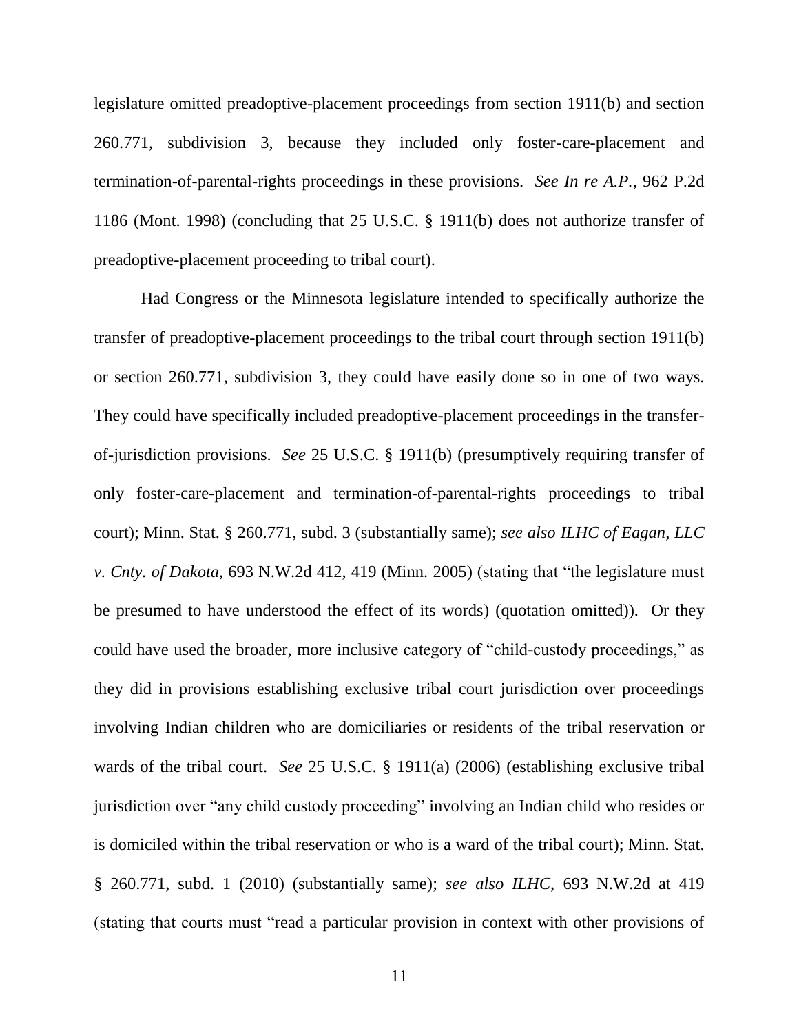legislature omitted preadoptive-placement proceedings from section 1911(b) and section 260.771, subdivision 3, because they included only foster-care-placement and termination-of-parental-rights proceedings in these provisions. *See In re A.P.*, 962 P.2d 1186 (Mont. 1998) (concluding that 25 U.S.C. § 1911(b) does not authorize transfer of preadoptive-placement proceeding to tribal court).

Had Congress or the Minnesota legislature intended to specifically authorize the transfer of preadoptive-placement proceedings to the tribal court through section 1911(b) or section 260.771, subdivision 3, they could have easily done so in one of two ways. They could have specifically included preadoptive-placement proceedings in the transfer-of-jurisdiction provisions. *See* 25 U.S.C. § 1911(b) (presumptively requiring transfer of only foster-care-placement and termination-of-parental-rights proceedings to tribal court); Minn. Stat. § 260.771, subd. 3 (substantially same); *see also ILHC of Eagan, LLC v. Cnty. of Dakota*, 693 N.W.2d 412, 419 (Minn. 2005) (stating that "the legislature must be presumed to have understood the effect of its words) (quotation omitted)). Or they could have used the broader, more inclusive category of "child-custody proceedings," as they did in provisions establishing exclusive tribal court jurisdiction over proceedings involving Indian children who are domiciliaries or residents of the tribal reservation or wards of the tribal court. *See* 25 U.S.C. § 1911(a) (2006) (establishing exclusive tribal jurisdiction over "any child custody proceeding" involving an Indian child who resides or is domiciled within the tribal reservation or who is a ward of the tribal court); Minn. Stat. § 260.771, subd. 1 (2010) (substantially same); *see also ILHC*, 693 N.W.2d at 419 (stating that courts must "read a particular provision in context with other provisions of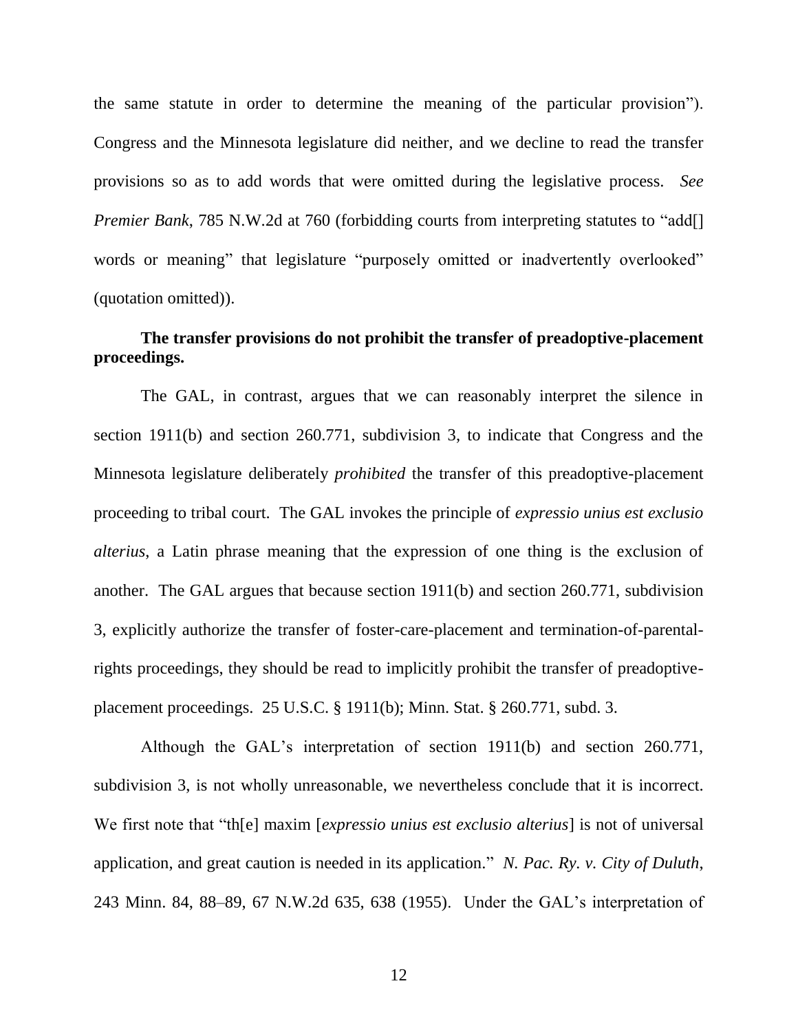the same statute in order to determine the meaning of the particular provision"). Congress and the Minnesota legislature did neither, and we decline to read the transfer provisions so as to add words that were omitted during the legislative process. *See Premier Bank*, 785 N.W.2d at 760 (forbidding courts from interpreting statutes to "add[] words or meaning" that legislature "purposely omitted or inadvertently overlooked" (quotation omitted)).

**The transfer provisions do not prohibit the transfer of preadoptive-placement proceedings.**

The GAL, in contrast, argues that we can reasonably interpret the silence in section 1911(b) and section 260.771, subdivision 3, to indicate that Congress and the Minnesota legislature deliberately *prohibited* the transfer of this preadoptive-placement proceeding to tribal court. The GAL invokes the principle of *expressio unius est exclusio alterius*, a Latin phrase meaning that the expression of one thing is the exclusion of another. The GAL argues that because section 1911(b) and section 260.771, subdivision 3, explicitly authorize the transfer of foster-care-placement and termination-of-parental-rights proceedings, they should be read to implicitly prohibit the transfer of preadoptive-placement proceedings. 25 U.S.C. § 1911(b); Minn. Stat. § 260.771, subd. 3.

Although the GAL's interpretation of section 1911(b) and section 260.771, subdivision 3, is not wholly unreasonable, we nevertheless conclude that it is incorrect. We first note that "th[e] maxim [*expressio unius est exclusio alterius*] is not of universal application, and great caution is needed in its application." *N. Pac. Ry. v. City of Duluth*, 243 Minn. 84, 88–89, 67 N.W.2d 635, 638 (1955). Under the GAL's interpretation of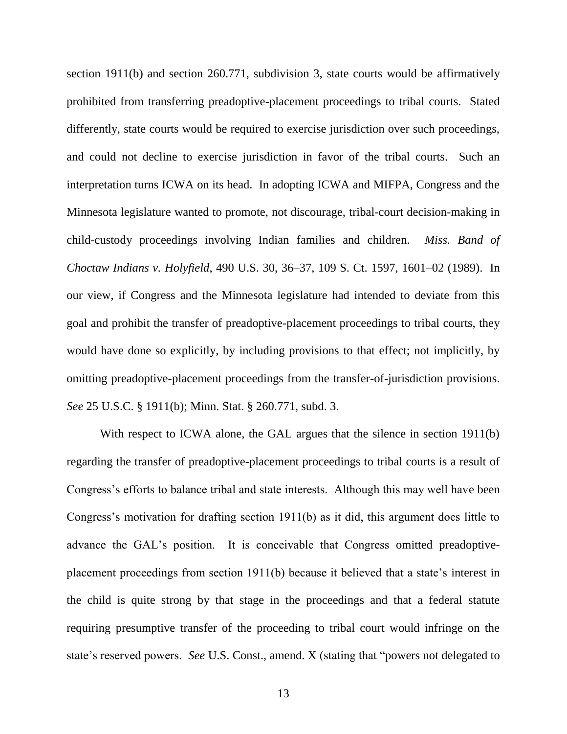section 1911(b) and section 260.771, subdivision 3, state courts would be affirmatively prohibited from transferring preadoptive-placement proceedings to tribal courts. Stated differently, state courts would be required to exercise jurisdiction over such proceedings, and could not decline to exercise jurisdiction in favor of the tribal courts. Such an interpretation turns ICWA on its head. In adopting ICWA and MIFPA, Congress and the Minnesota legislature wanted to promote, not discourage, tribal-court decision-making in child-custody proceedings involving Indian families and children. *Miss. Band of Choctaw Indians v. Holyfield*, 490 U.S. 30, 36–37, 109 S. Ct. 1597, 1601–02 (1989). In our view, if Congress and the Minnesota legislature had intended to deviate from this goal and prohibit the transfer of preadoptive-placement proceedings to tribal courts, they would have done so explicitly, by including provisions to that effect; not implicitly, by omitting preadoptive-placement proceedings from the transfer-of-jurisdiction provisions. *See* 25 U.S.C. § 1911(b); Minn. Stat. § 260.771, subd. 3.

With respect to ICWA alone, the GAL argues that the silence in section 1911(b) regarding the transfer of preadoptive-placement proceedings to tribal courts is a result of Congress's efforts to balance tribal and state interests. Although this may well have been Congress's motivation for drafting section 1911(b) as it did, this argument does little to advance the GAL's position. It is conceivable that Congress omitted preadoptive-placement proceedings from section 1911(b) because it believed that a state's interest in the child is quite strong by that stage in the proceedings and that a federal statute requiring presumptive transfer of the proceeding to tribal court would infringe on the state's reserved powers. *See* U.S. Const., amend. X (stating that "powers not delegated to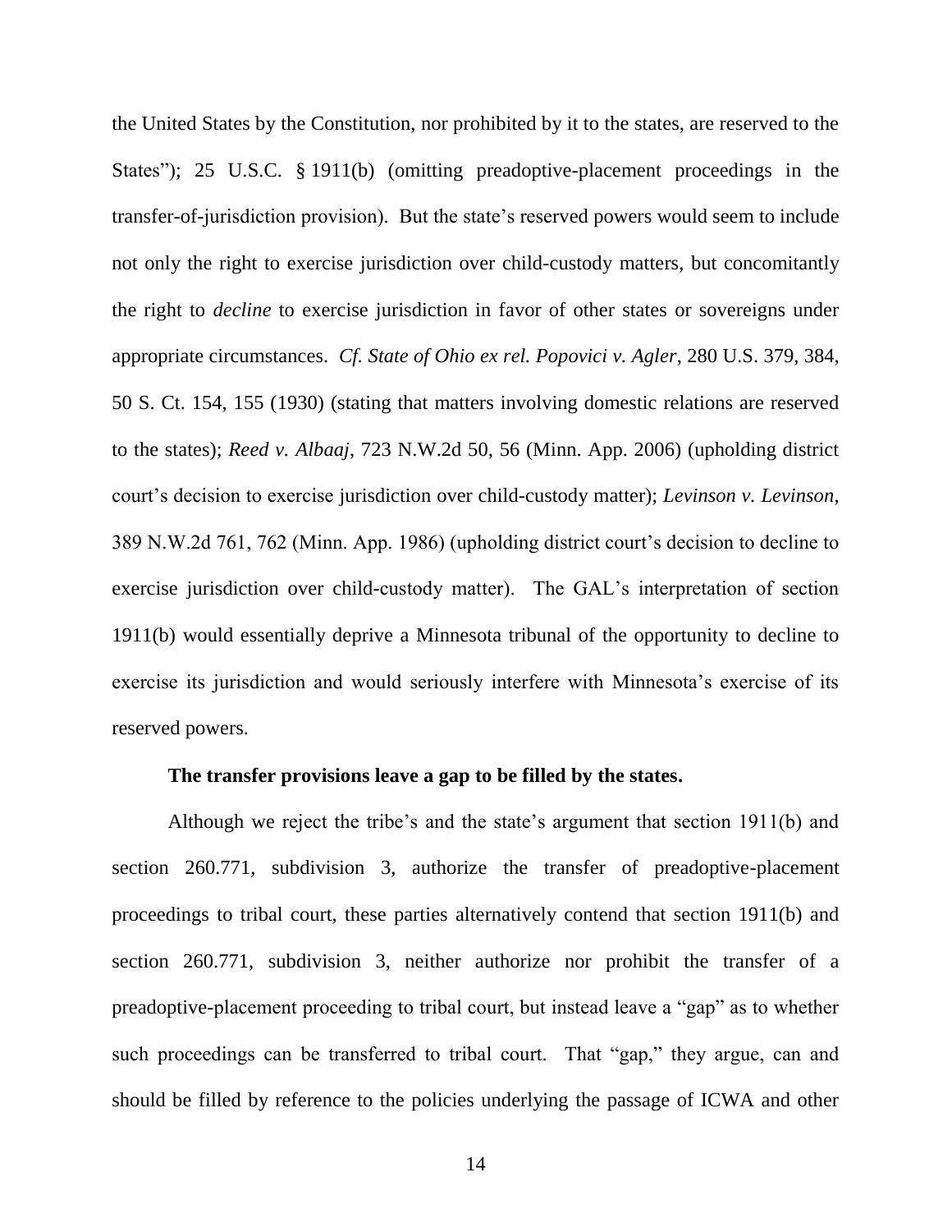the United States by the Constitution, nor prohibited by it to the states, are reserved to the States"); 25 U.S.C. § 1911(b) (omitting preadoptive-placement proceedings in the transfer-of-jurisdiction provision). But the state's reserved powers would seem to include not only the right to exercise jurisdiction over child-custody matters, but concomitantly the right to *decline* to exercise jurisdiction in favor of other states or sovereigns under appropriate circumstances. *Cf. State of Ohio ex rel. Popovici v. Agler*, 280 U.S. 379, 384, 50 S. Ct. 154, 155 (1930) (stating that matters involving domestic relations are reserved to the states); *Reed v. Albaaj*, 723 N.W.2d 50, 56 (Minn. App. 2006) (upholding district court's decision to exercise jurisdiction over child-custody matter); *Levinson v. Levinson*, 389 N.W.2d 761, 762 (Minn. App. 1986) (upholding district court's decision to decline to exercise jurisdiction over child-custody matter). The GAL's interpretation of section 1911(b) would essentially deprive a Minnesota tribunal of the opportunity to decline to exercise its jurisdiction and would seriously interfere with Minnesota's exercise of its reserved powers.

**The transfer provisions leave a gap to be filled by the states.**

Although we reject the tribe's and the state's argument that section 1911(b) and section 260.771, subdivision 3, authorize the transfer of preadoptive-placement proceedings to tribal court, these parties alternatively contend that section 1911(b) and section 260.771, subdivision 3, neither authorize nor prohibit the transfer of a preadoptive-placement proceeding to tribal court, but instead leave a "gap" as to whether such proceedings can be transferred to tribal court. That "gap," they argue, can and should be filled by reference to the policies underlying the passage of ICWA and other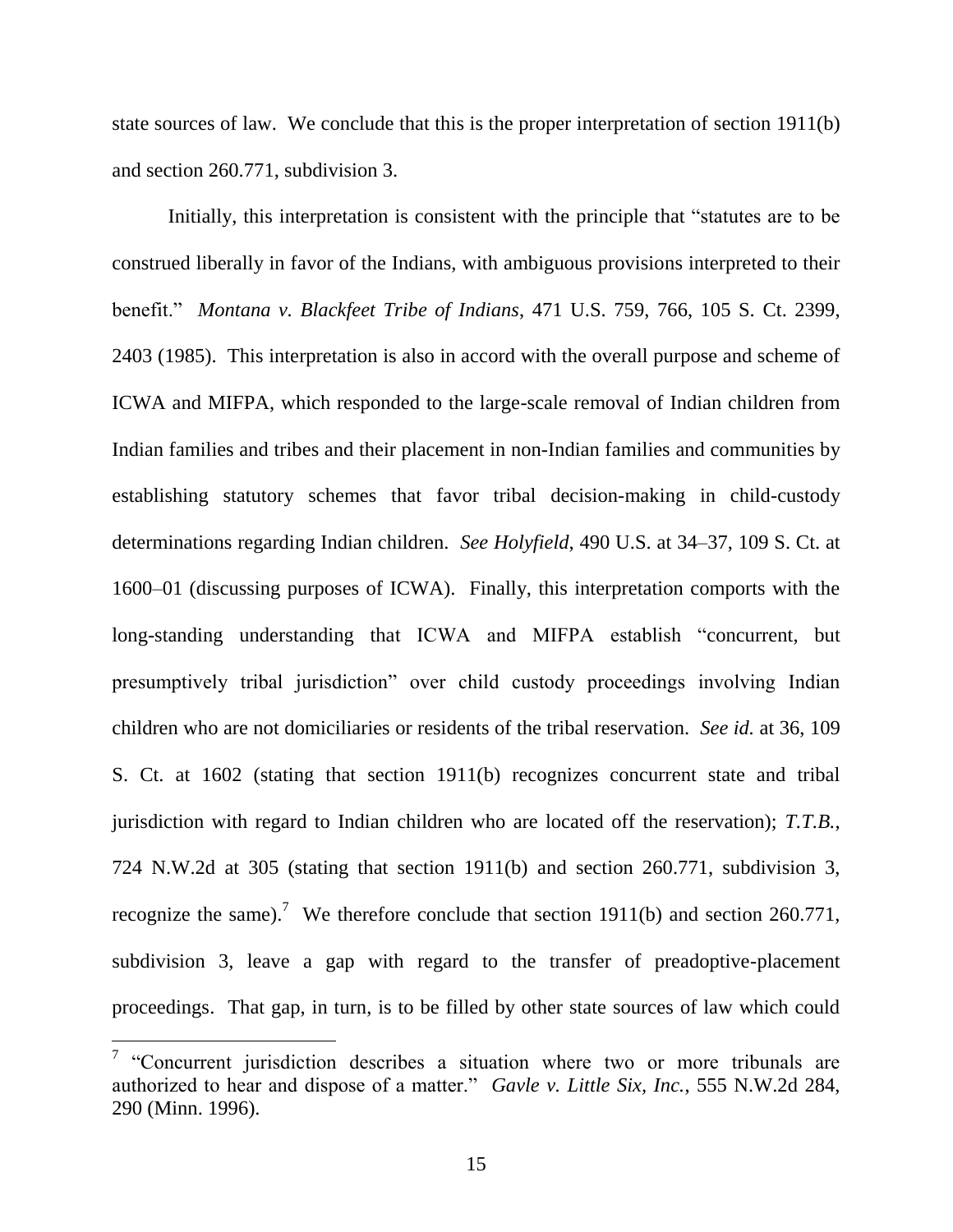state sources of law. We conclude that this is the proper interpretation of section 1911(b) and section 260.771, subdivision 3.

Initially, this interpretation is consistent with the principle that "statutes are to be construed liberally in favor of the Indians, with ambiguous provisions interpreted to their benefit." *Montana v. Blackfeet Tribe of Indians*, 471 U.S. 759, 766, 105 S. Ct. 2399, 2403 (1985). This interpretation is also in accord with the overall purpose and scheme of ICWA and MIFPA, which responded to the large-scale removal of Indian children from Indian families and tribes and their placement in non-Indian families and communities by establishing statutory schemes that favor tribal decision-making in child-custody determinations regarding Indian children. *See Holyfield*, 490 U.S. at 34–37, 109 S. Ct. at 1600–01 (discussing purposes of ICWA). Finally, this interpretation comports with the long-standing understanding that ICWA and MIFPA establish "concurrent, but presumptively tribal jurisdiction" over child custody proceedings involving Indian children who are not domiciliaries or residents of the tribal reservation. *See id.* at 36, 109 S. Ct. at 1602 (stating that section 1911(b) recognizes concurrent state and tribal jurisdiction with regard to Indian children who are located off the reservation); *T.T.B.*, 724 N.W.2d at 305 (stating that section 1911(b) and section 260.771, subdivision 3, recognize the same).[7] We therefore conclude that section 1911(b) and section 260.771, subdivision 3, leave a gap with regard to the transfer of preadoptive-placement proceedings. That gap, in turn, is to be filled by other state sources of law which could

---

[7] "Concurrent jurisdiction describes a situation where two or more tribunals are authorized to hear and dispose of a matter." *Gavle v. Little Six, Inc.*, 555 N.W.2d 284, 290 (Minn. 1996).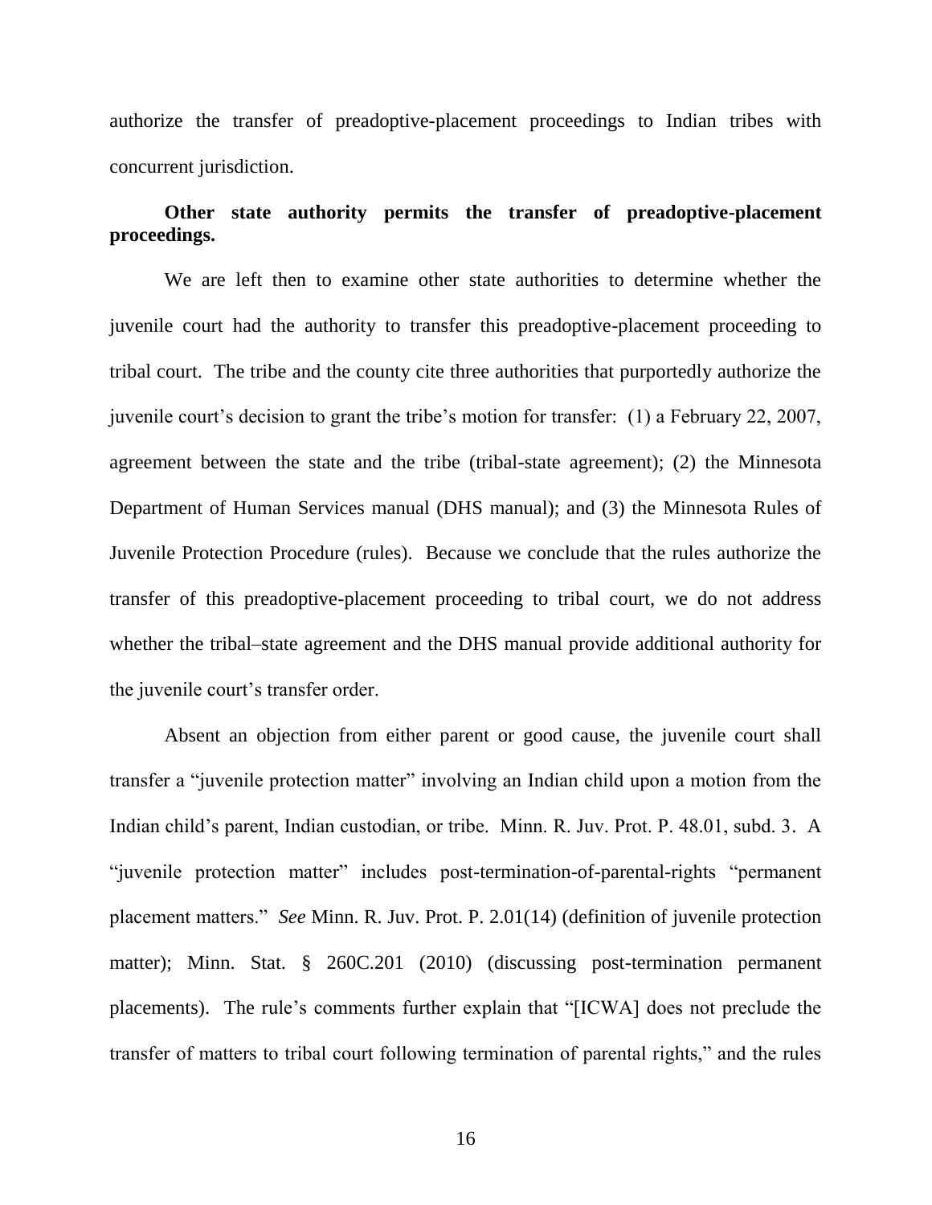authorize the transfer of preadoptive-placement proceedings to Indian tribes with concurrent jurisdiction.

**Other state authority permits the transfer of preadoptive-placement proceedings.**

We are left then to examine other state authorities to determine whether the juvenile court had the authority to transfer this preadoptive-placement proceeding to tribal court. The tribe and the county cite three authorities that purportedly authorize the juvenile court's decision to grant the tribe's motion for transfer: (1) a February 22, 2007, agreement between the state and the tribe (tribal-state agreement); (2) the Minnesota Department of Human Services manual (DHS manual); and (3) the Minnesota Rules of Juvenile Protection Procedure (rules). Because we conclude that the rules authorize the transfer of this preadoptive-placement proceeding to tribal court, we do not address whether the tribal–state agreement and the DHS manual provide additional authority for the juvenile court's transfer order.

Absent an objection from either parent or good cause, the juvenile court shall transfer a "juvenile protection matter" involving an Indian child upon a motion from the Indian child's parent, Indian custodian, or tribe. Minn. R. Juv. Prot. P. 48.01, subd. 3. A "juvenile protection matter" includes post-termination-of-parental-rights "permanent placement matters." *See* Minn. R. Juv. Prot. P. 2.01(14) (definition of juvenile protection matter); Minn. Stat. § 260C.201 (2010) (discussing post-termination permanent placements). The rule's comments further explain that "[ICWA] does not preclude the transfer of matters to tribal court following termination of parental rights," and the rules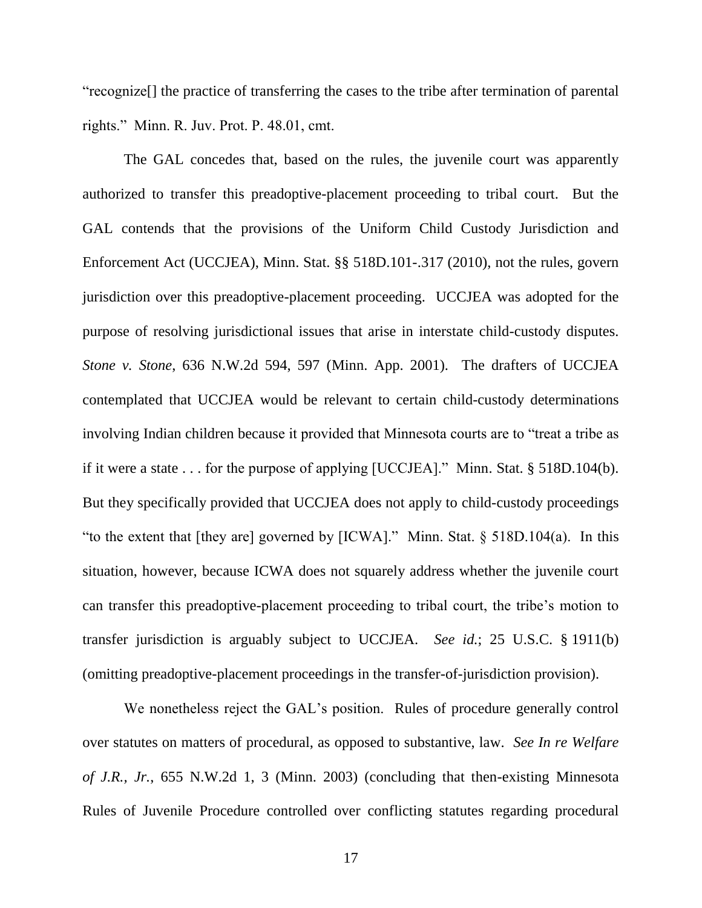"recognize[] the practice of transferring the cases to the tribe after termination of parental rights." Minn. R. Juv. Prot. P. 48.01, cmt.

The GAL concedes that, based on the rules, the juvenile court was apparently authorized to transfer this preadoptive-placement proceeding to tribal court. But the GAL contends that the provisions of the Uniform Child Custody Jurisdiction and Enforcement Act (UCCJEA), Minn. Stat. §§ 518D.101-.317 (2010), not the rules, govern jurisdiction over this preadoptive-placement proceeding. UCCJEA was adopted for the purpose of resolving jurisdictional issues that arise in interstate child-custody disputes. *Stone v. Stone*, 636 N.W.2d 594, 597 (Minn. App. 2001). The drafters of UCCJEA contemplated that UCCJEA would be relevant to certain child-custody determinations involving Indian children because it provided that Minnesota courts are to "treat a tribe as if it were a state . . . for the purpose of applying [UCCJEA]." Minn. Stat. § 518D.104(b). But they specifically provided that UCCJEA does not apply to child-custody proceedings "to the extent that [they are] governed by [ICWA]." Minn. Stat. § 518D.104(a). In this situation, however, because ICWA does not squarely address whether the juvenile court can transfer this preadoptive-placement proceeding to tribal court, the tribe's motion to transfer jurisdiction is arguably subject to UCCJEA. *See id.*; 25 U.S.C. § 1911(b) (omitting preadoptive-placement proceedings in the transfer-of-jurisdiction provision).

We nonetheless reject the GAL's position. Rules of procedure generally control over statutes on matters of procedural, as opposed to substantive, law. *See In re Welfare of J.R., Jr.*, 655 N.W.2d 1, 3 (Minn. 2003) (concluding that then-existing Minnesota Rules of Juvenile Procedure controlled over conflicting statutes regarding procedural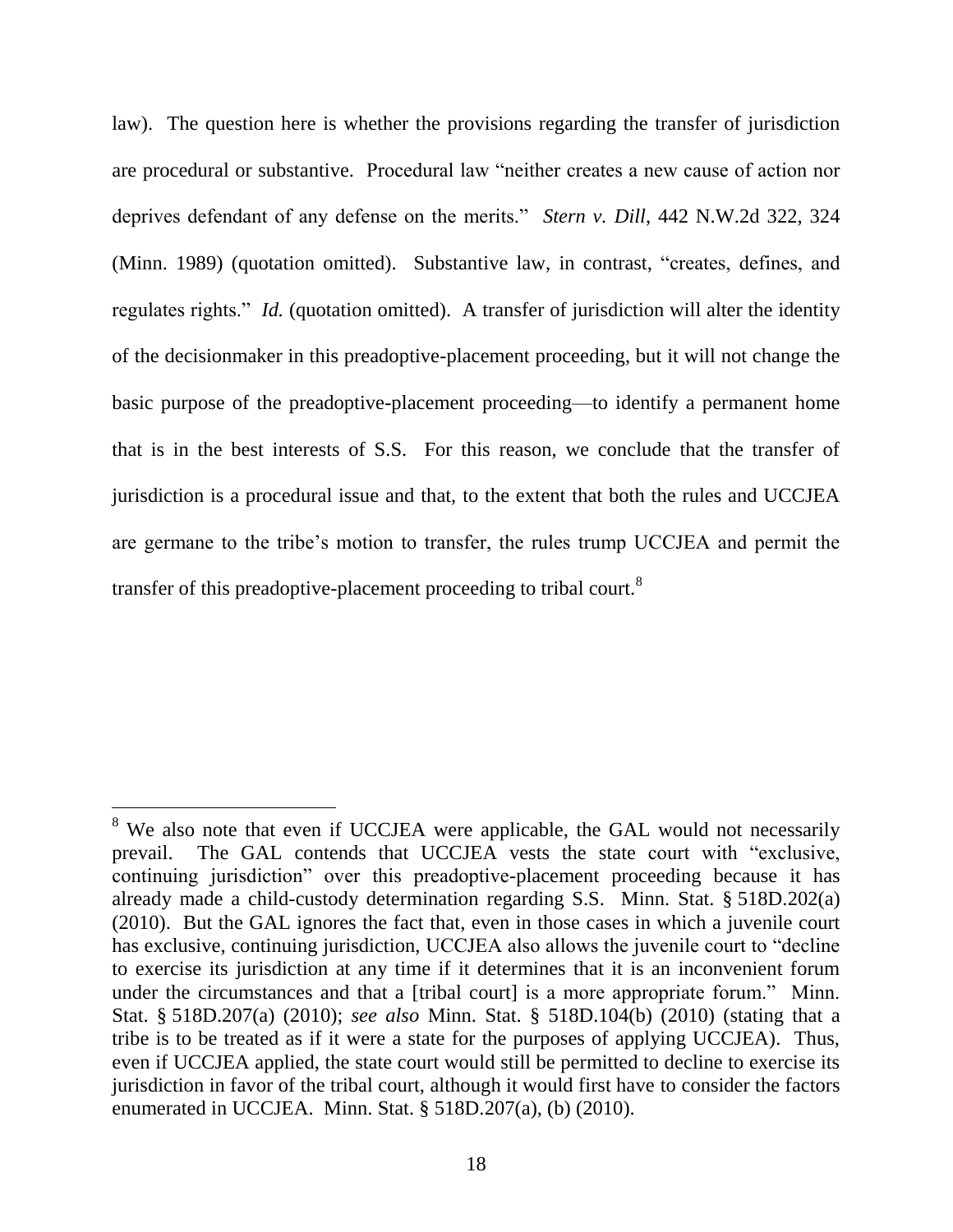law). The question here is whether the provisions regarding the transfer of jurisdiction are procedural or substantive. Procedural law "neither creates a new cause of action nor deprives defendant of any defense on the merits." *Stern v. Dill*, 442 N.W.2d 322, 324 (Minn. 1989) (quotation omitted). Substantive law, in contrast, "creates, defines, and regulates rights." *Id.* (quotation omitted). A transfer of jurisdiction will alter the identity of the decisionmaker in this preadoptive-placement proceeding, but it will not change the basic purpose of the preadoptive-placement proceeding—to identify a permanent home that is in the best interests of S.S. For this reason, we conclude that the transfer of jurisdiction is a procedural issue and that, to the extent that both the rules and UCCJEA are germane to the tribe's motion to transfer, the rules trump UCCJEA and permit the transfer of this preadoptive-placement proceeding to tribal court.[8]

---

[8] We also note that even if UCCJEA were applicable, the GAL would not necessarily prevail. The GAL contends that UCCJEA vests the state court with "exclusive, continuing jurisdiction" over this preadoptive-placement proceeding because it has already made a child-custody determination regarding S.S. Minn. Stat. § 518D.202(a) (2010). But the GAL ignores the fact that, even in those cases in which a juvenile court has exclusive, continuing jurisdiction, UCCJEA also allows the juvenile court to "decline to exercise its jurisdiction at any time if it determines that it is an inconvenient forum under the circumstances and that a [tribal court] is a more appropriate forum." Minn. Stat. § 518D.207(a) (2010); *see also* Minn. Stat. § 518D.104(b) (2010) (stating that a tribe is to be treated as if it were a state for the purposes of applying UCCJEA). Thus, even if UCCJEA applied, the state court would still be permitted to decline to exercise its jurisdiction in favor of the tribal court, although it would first have to consider the factors enumerated in UCCJEA. Minn. Stat. § 518D.207(a), (b) (2010).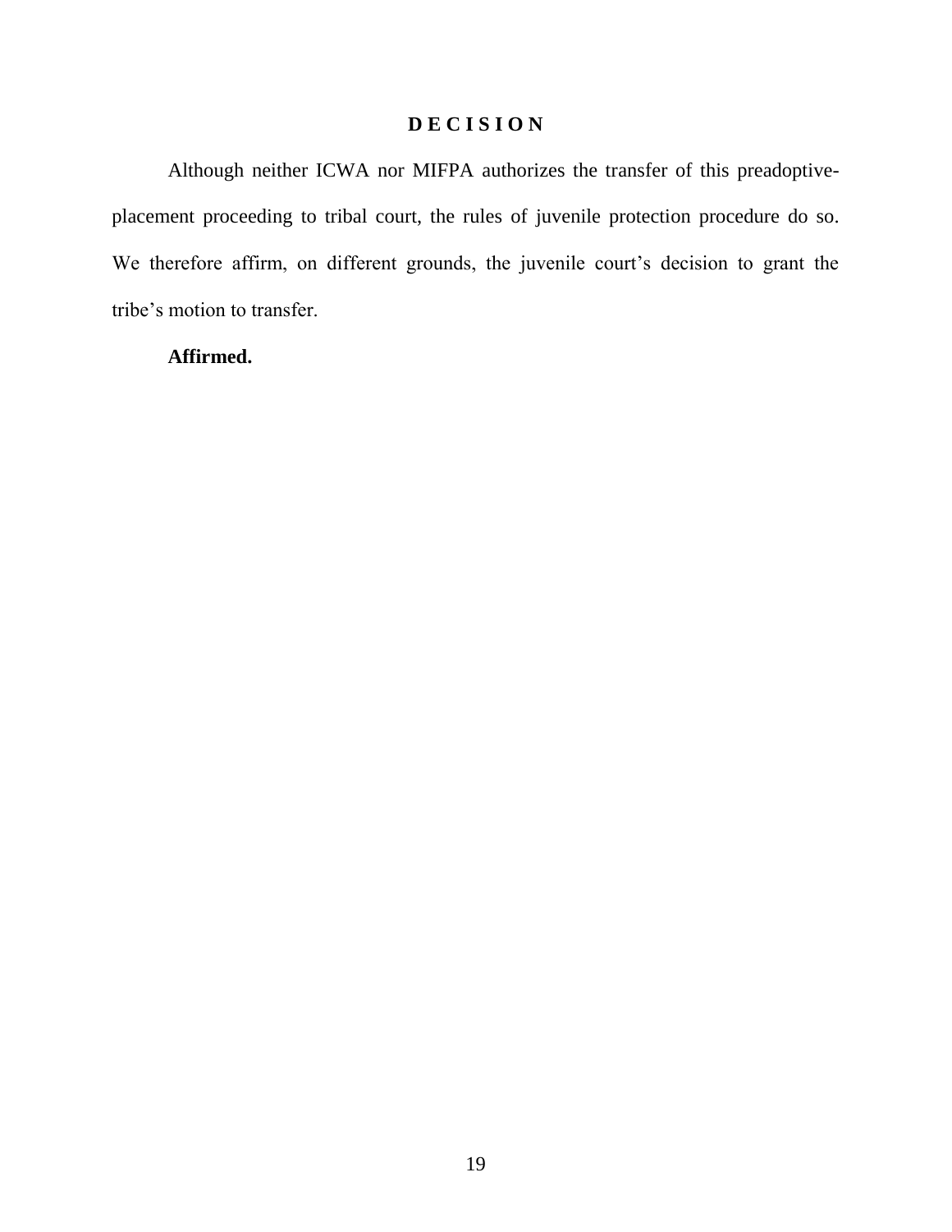## D E C I S I O N

Although neither ICWA nor MIFPA authorizes the transfer of this preadoptive-placement proceeding to tribal court, the rules of juvenile protection procedure do so. We therefore affirm, on different grounds, the juvenile court's decision to grant the tribe's motion to transfer.

**Affirmed.**